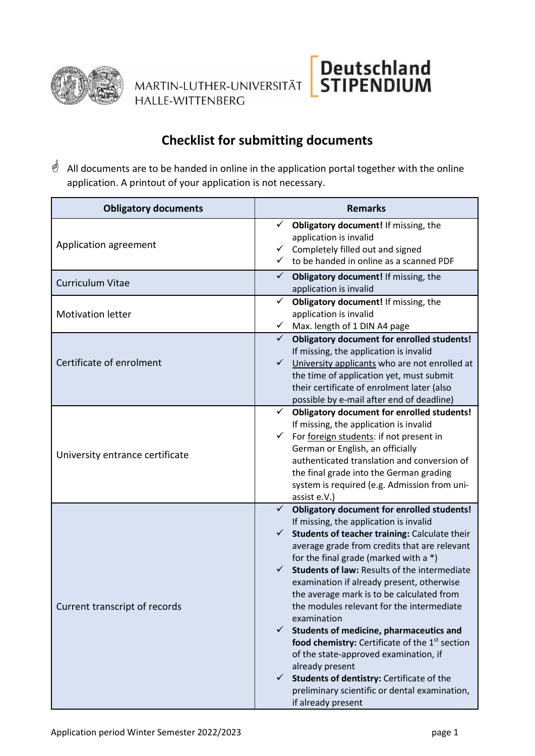MARTIN-LUTHER-UNIVERSITÄT HALLE-WITTENBERG

Deutschland STIPENDIUM

# Checklist for submitting documents

☝ All documents are to be handed in online in the application portal together with the online application. A printout of your application is not necessary.

| Obligatory documents | Remarks |
|---|---|
| Application agreement | ✓ **Obligatory document!** If missing, the application is invalid<br>✓ Completely filled out and signed<br>✓ to be handed in online as a scanned PDF |
| Curriculum Vitae | ✓ **Obligatory document!** If missing, the application is invalid |
| Motivation letter | ✓ **Obligatory document!** If missing, the application is invalid<br>✓ Max. length of 1 DIN A4 page |
| Certificate of enrolment | ✓ **Obligatory document for enrolled students!** If missing, the application is invalid<br>✓ University applicants who are not enrolled at the time of application yet, must submit their certificate of enrolment later (also possible by e-mail after end of deadline) |
| University entrance certificate | ✓ **Obligatory document for enrolled students!** If missing, the application is invalid<br>✓ For foreign students: if not present in German or English, an officially authenticated translation and conversion of the final grade into the German grading system is required (e.g. Admission from uni-assist e.V.) |
| Current transcript of records | ✓ **Obligatory document for enrolled students!** If missing, the application is invalid<br>✓ **Students of teacher training:** Calculate their average grade from credits that are relevant for the final grade (marked with a *)<br>✓ **Students of law:** Results of the intermediate examination if already present, otherwise the average mark is to be calculated from the modules relevant for the intermediate examination<br>✓ **Students of medicine, pharmaceutics and food chemistry:** Certificate of the 1st section of the state-approved examination, if already present<br>✓ **Students of dentistry:** Certificate of the preliminary scientific or dental examination, if already present |

Application period Winter Semester 2022/2023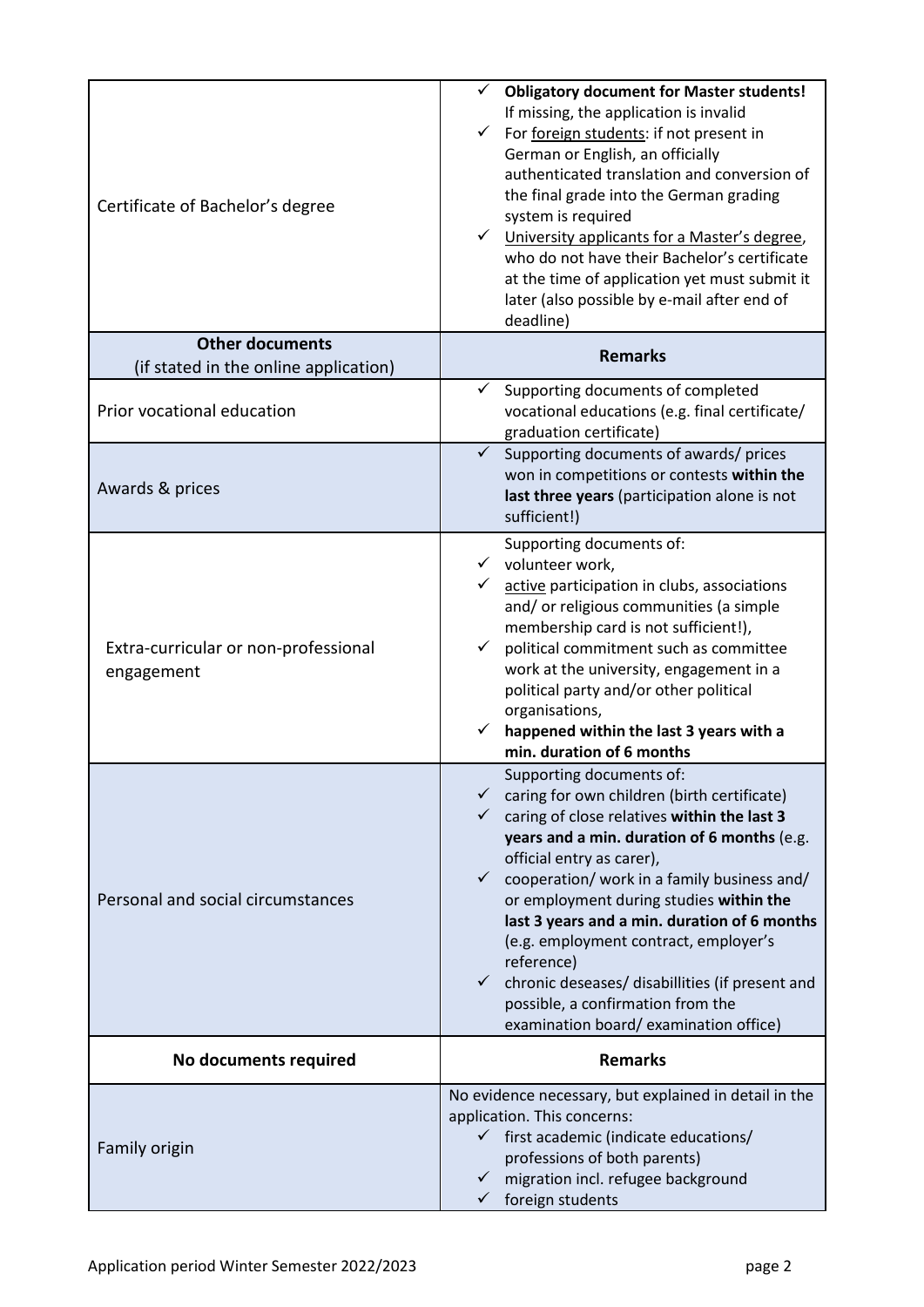| | |
|---|---|
| Certificate of Bachelor's degree | ✓ **Obligatory document for Master students!** If missing, the application is invalid<br>✓ For foreign students: if not present in German or English, an officially authenticated translation and conversion of the final grade into the German grading system is required<br>✓ University applicants for a Master's degree, who do not have their Bachelor's certificate at the time of application yet must submit it later (also possible by e-mail after end of deadline) |
| **Other documents** (if stated in the online application) | **Remarks** |
| Prior vocational education | ✓ Supporting documents of completed vocational educations (e.g. final certificate/ graduation certificate) |
| Awards & prices | ✓ Supporting documents of awards/ prices won in competitions or contests **within the last three years** (participation alone is not sufficient!) |
| Extra-curricular or non-professional engagement | Supporting documents of:<br>✓ volunteer work,<br>✓ active participation in clubs, associations and/ or religious communities (a simple membership card is not sufficient!),<br>✓ political commitment such as committee work at the university, engagement in a political party and/or other political organisations,<br>✓ **happened within the last 3 years with a min. duration of 6 months** |
| Personal and social circumstances | Supporting documents of:<br>✓ caring for own children (birth certificate)<br>✓ caring of close relatives **within the last 3 years and a min. duration of 6 months** (e.g. official entry as carer),<br>✓ cooperation/ work in a family business and/ or employment during studies **within the last 3 years and a min. duration of 6 months** (e.g. employment contract, employer's reference)<br>✓ chronic deseases/ disabillities (if present and possible, a confirmation from the examination board/ examination office) |
| **No documents required** | **Remarks** |
| Family origin | No evidence necessary, but explained in detail in the application. This concerns:<br>✓ first academic (indicate educations/ professions of both parents)<br>✓ migration incl. refugee background<br>✓ foreign students |

Application period Winter Semester 2022/2023